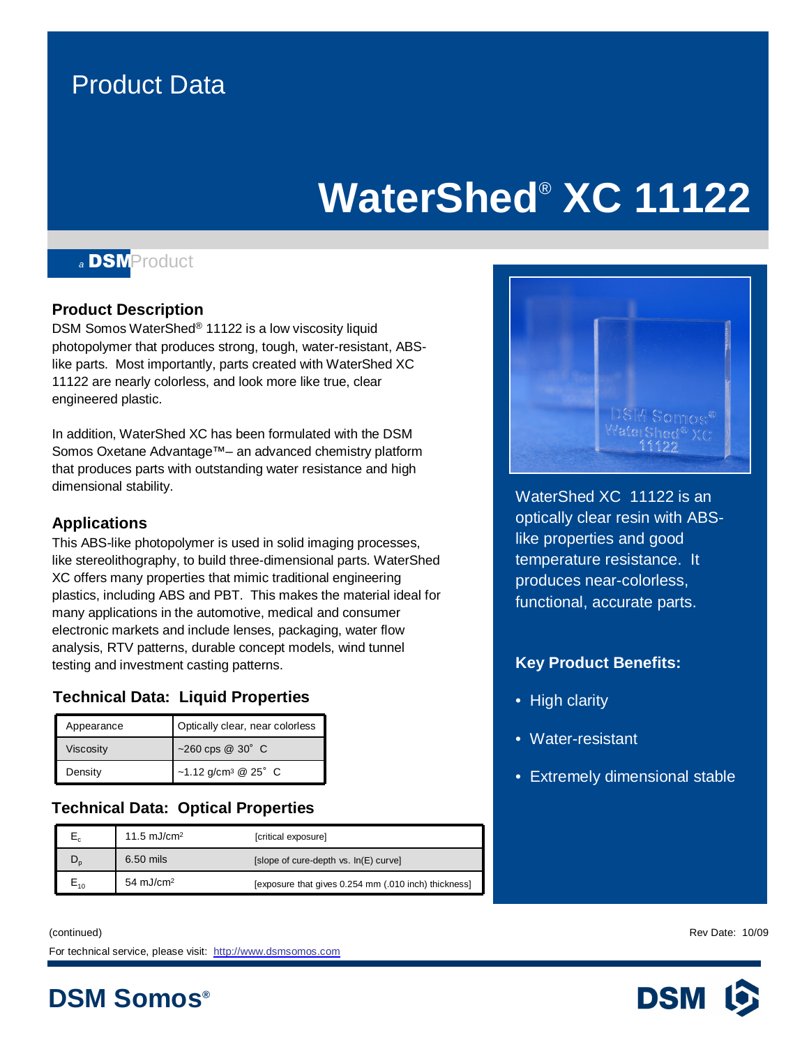Product Data

# WaterShed® XC 11122

a DSM Product

## Product Description

DSM Somos WaterShed® 11122 is a low viscosity liquid photopolymer that produces strong, tough, water-resistant, ABS-like parts. Most importantly, parts created with WaterShed XC 11122 are nearly colorless, and look more like true, clear engineered plastic.

In addition, WaterShed XC has been formulated with the DSM Somos Oxetane Advantage™– an advanced chemistry platform that produces parts with outstanding water resistance and high dimensional stability.

## Applications

This ABS-like photopolymer is used in solid imaging processes, like stereolithography, to build three-dimensional parts. WaterShed XC offers many properties that mimic traditional engineering plastics, including ABS and PBT. This makes the material ideal for many applications in the automotive, medical and consumer electronic markets and include lenses, packaging, water flow analysis, RTV patterns, durable concept models, wind tunnel testing and investment casting patterns.

## Technical Data: Liquid Properties

| Property | Value |
|---|---|
| Appearance | Optically clear, near colorless |
| Viscosity | ~260 cps @ 30° C |
| Density | ~1.12 g/cm³ @ 25° C |

## Technical Data: Optical Properties

| Parameter | Value | Description |
|---|---|---|
| $E_c$ | 11.5 mJ/cm² | [critical exposure] |
| $D_p$ | 6.50 mils | [slope of cure-depth vs. ln(E) curve] |
| $E_{10}$ | 54 mJ/cm² | [exposure that gives 0.254 mm (.010 inch) thickness] |

WaterShed XC 11122 is an optically clear resin with ABS-like properties and good temperature resistance. It produces near-colorless, functional, accurate parts.

### Key Product Benefits:

- High clarity
- Water-resistant
- Extremely dimensional stable

(continued)

Rev Date: 10/09

For technical service, please visit: http://www.dsmsomos.com

DSM Somos®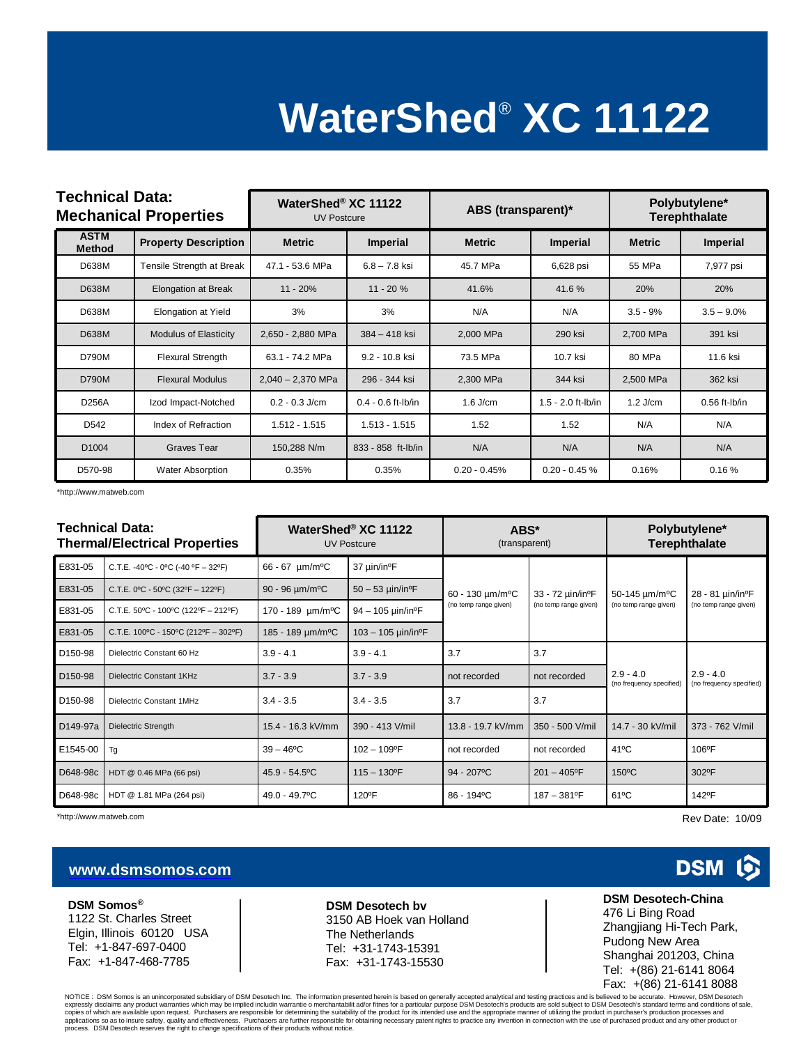# WaterShed® XC 11122

| **Technical Data: Mechanical Properties** | | **WaterShed® XC 11122** UV Postcure | | **ABS (transparent)*** | | **Polybutylene* Terephthalate** | |
|---|---|---|---|---|---|---|---|
| **ASTM Method** | **Property Description** | **Metric** | **Imperial** | **Metric** | **Imperial** | **Metric** | **Imperial** |
| D638M | Tensile Strength at Break | 47.1 - 53.6 MPa | 6.8 – 7.8 ksi | 45.7 MPa | 6,628 psi | 55 MPa | 7,977 psi |
| D638M | Elongation at Break | 11 - 20% | 11 - 20 % | 41.6% | 41.6 % | 20% | 20% |
| D638M | Elongation at Yield | 3% | 3% | N/A | N/A | 3.5 - 9% | 3.5 – 9.0% |
| D638M | Modulus of Elasticity | 2,650 - 2,880 MPa | 384 – 418 ksi | 2,000 MPa | 290 ksi | 2,700 MPa | 391 ksi |
| D790M | Flexural Strength | 63.1 - 74.2 MPa | 9.2 - 10.8 ksi | 73.5 MPa | 10.7 ksi | 80 MPa | 11.6 ksi |
| D790M | Flexural Modulus | 2,040 – 2,370 MPa | 296 - 344 ksi | 2,300 MPa | 344 ksi | 2,500 MPa | 362 ksi |
| D256A | Izod Impact-Notched | 0.2 - 0.3 J/cm | 0.4 - 0.6 ft-lb/in | 1.6 J/cm | 1.5 - 2.0 ft-lb/in | 1.2 J/cm | 0.56 ft-lb/in |
| D542 | Index of Refraction | 1.512 - 1.515 | 1.513 - 1.515 | 1.52 | 1.52 | N/A | N/A |
| D1004 | Graves Tear | 150,288 N/m | 833 - 858 ft-lb/in | N/A | N/A | N/A | N/A |
| D570-98 | Water Absorption | 0.35% | 0.35% | 0.20 - 0.45% | 0.20 - 0.45 % | 0.16% | 0.16 % |

*http://www.matweb.com

| **Technical Data: Thermal/Electrical Properties** | | **WaterShed® XC 11122** UV Postcure | | **ABS*** (transparent) | | **Polybutylene* Terephthalate** | |
|---|---|---|---|---|---|---|---|
| E831-05 | C.T.E. -40ºC - 0ºC (-40 ºF – 32ºF) | 66 - 67 µm/mºC | 37 µin/inºF | 60 - 130 µm/mºC (no temp range given) | 33 - 72 µin/inºF (no temp range given) | 50-145 µm/mºC (no temp range given) | 28 - 81 µin/inºF (no temp range given) |
| E831-05 | C.T.E. 0ºC - 50ºC (32ºF – 122ºF) | 90 - 96 µm/mºC | 50 – 53 µin/inºF | | | | |
| E831-05 | C.T.E. 50ºC - 100ºC (122ºF – 212ºF) | 170 - 189 µm/mºC | 94 – 105 µin/inºF | | | | |
| E831-05 | C.T.E. 100ºC - 150ºC (212ºF – 302ºF) | 185 - 189 µm/mºC | 103 – 105 µin/inºF | | | | |
| D150-98 | Dielectric Constant 60 Hz | 3.9 - 4.1 | 3.9 - 4.1 | 3.7 | 3.7 | 2.9 - 4.0 (no frequency specified) | 2.9 - 4.0 (no frequency specified) |
| D150-98 | Dielectric Constant 1KHz | 3.7 - 3.9 | 3.7 - 3.9 | not recorded | not recorded | | |
| D150-98 | Dielectric Constant 1MHz | 3.4 - 3.5 | 3.4 - 3.5 | 3.7 | 3.7 | | |
| D149-97a | Dielectric Strength | 15.4 - 16.3 kV/mm | 390 - 413 V/mil | 13.8 - 19.7 kV/mm | 350 - 500 V/mil | 14.7 - 30 kV/mil | 373 - 762 V/mil |
| E1545-00 | Tg | 39 – 46ºC | 102 – 109ºF | not recorded | not recorded | 41ºC | 106ºF |
| D648-98c | HDT @ 0.46 MPa (66 psi) | 45.9 - 54.5ºC | 115 – 130ºF | 94 - 207ºC | 201 – 405ºF | 150ºC | 302ºF |
| D648-98c | HDT @ 1.81 MPa (264 psi) | 49.0 - 49.7ºC | 120ºF | 86 - 194ºC | 187 – 381ºF | 61ºC | 142ºF |

*http://www.matweb.com

Rev Date: 10/09

**www.dsmsomos.com**

DSM

**DSM Somos®**
1122 St. Charles Street
Elgin, Illinois 60120 USA
Tel: +1-847-697-0400
Fax: +1-847-468-7785

**DSM Desotech bv**
3150 AB Hoek van Holland
The Netherlands
Tel: +31-1743-15391
Fax: +31-1743-15530

**DSM Desotech-China**
476 Li Bing Road
Zhangjiang Hi-Tech Park,
Pudong New Area
Shanghai 201203, China
Tel: +(86) 21-6141 8064
Fax: +(86) 21-6141 8088

NOTICE : DSM Somos is an unincorporated subsidiary of DSM Desotech Inc. The information presented herein is based on generally accepted analytical and testing practices and is believed to be accurate. However, DSM Desotech expressly disclaims any product warranties which may be implied includin warrantie o merchantabilit ad/or fitnes for a particular purpose DSM Desotech's products are sold subject to DSM Desotech's standard terms and conditions of sale, copies of which are available upon request. Purchasers are responsible for determining the suitability of the product for its intended use and the appropriate manner of utilizing the product in purchaser's production processes and applications so as to insure safety, quality and effectiveness. Purchasers are further responsible for obtaining necessary patent rights to practice any invention in connection with the use of purchased product and any other product or process. DSM Desotech reserves the right to change specifications of their products without notice.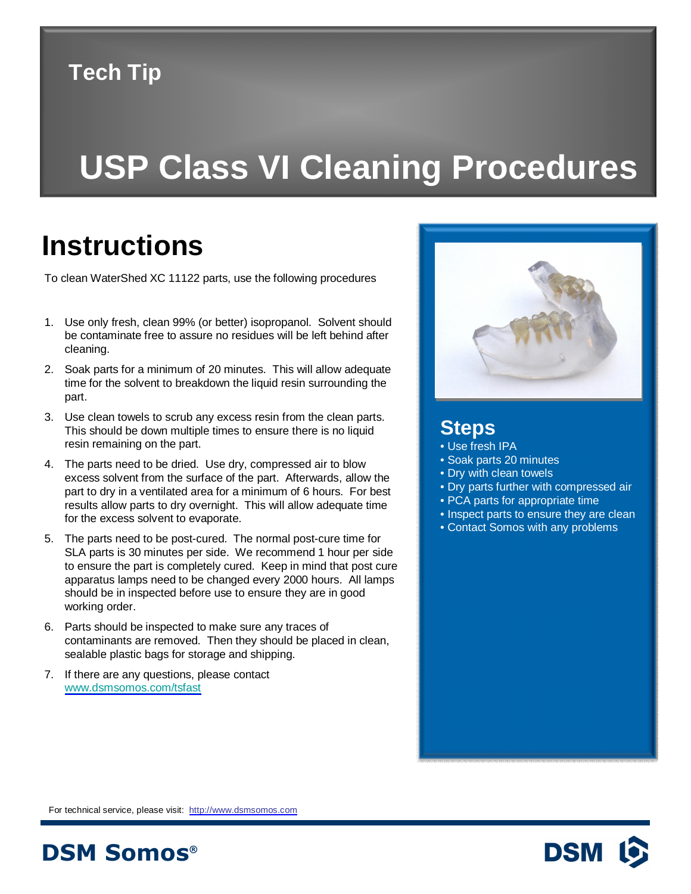Tech Tip

# USP Class VI Cleaning Procedures

## Instructions

To clean WaterShed XC 11122 parts, use the following procedures

1. Use only fresh, clean 99% (or better) isopropanol. Solvent should be contaminate free to assure no residues will be left behind after cleaning.
2. Soak parts for a minimum of 20 minutes. This will allow adequate time for the solvent to breakdown the liquid resin surrounding the part.
3. Use clean towels to scrub any excess resin from the clean parts. This should be down multiple times to ensure there is no liquid resin remaining on the part.
4. The parts need to be dried. Use dry, compressed air to blow excess solvent from the surface of the part. Afterwards, allow the part to dry in a ventilated area for a minimum of 6 hours. For best results allow parts to dry overnight. This will allow adequate time for the excess solvent to evaporate.
5. The parts need to be post-cured. The normal post-cure time for SLA parts is 30 minutes per side. We recommend 1 hour per side to ensure the part is completely cured. Keep in mind that post cure apparatus lamps need to be changed every 2000 hours. All lamps should be in inspected before use to ensure they are in good working order.
6. Parts should be inspected to make sure any traces of contaminants are removed. Then they should be placed in clean, sealable plastic bags for storage and shipping.
7. If there are any questions, please contact www.dsmsomos.com/tsfast

## Steps

- Use fresh IPA
- Soak parts 20 minutes
- Dry with clean towels
- Dry parts further with compressed air
- PCA parts for appropriate time
- Inspect parts to ensure they are clean
- Contact Somos with any problems

For technical service, please visit: http://www.dsmsomos.com

DSM Somos®

DSM